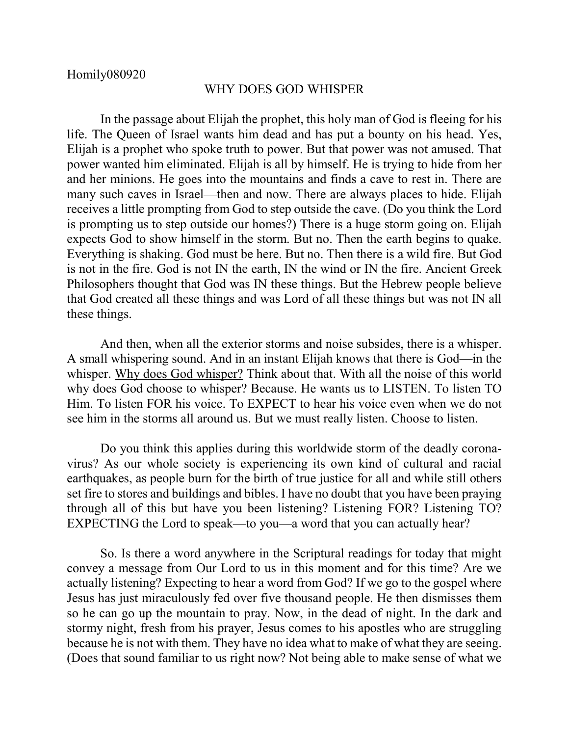Homily080920

# WHY DOES GOD WHISPER

In the passage about Elijah the prophet, this holy man of God is fleeing for his life. The Queen of Israel wants him dead and has put a bounty on his head. Yes, Elijah is a prophet who spoke truth to power. But that power was not amused. That power wanted him eliminated. Elijah is all by himself. He is trying to hide from her and her minions. He goes into the mountains and finds a cave to rest in. There are many such caves in Israel—then and now. There are always places to hide. Elijah receives a little prompting from God to step outside the cave. (Do you think the Lord is prompting us to step outside our homes?) There is a huge storm going on. Elijah expects God to show himself in the storm. But no. Then the earth begins to quake. Everything is shaking. God must be here. But no. Then there is a wild fire. But God is not in the fire. God is not IN the earth, IN the wind or IN the fire. Ancient Greek Philosophers thought that God was IN these things. But the Hebrew people believe that God created all these things and was Lord of all these things but was not IN all these things.

And then, when all the exterior storms and noise subsides, there is a whisper. A small whispering sound. And in an instant Elijah knows that there is God—in the whisper. <u>Why does God whisper?</u> Think about that. With all the noise of this world why does God choose to whisper? Because. He wants us to LISTEN. To listen TO Him. To listen FOR his voice. To EXPECT to hear his voice even when we do not see him in the storms all around us. But we must really listen. Choose to listen.

Do you think this applies during this worldwide storm of the deadly corona-virus? As our whole society is experiencing its own kind of cultural and racial earthquakes, as people burn for the birth of true justice for all and while still others set fire to stores and buildings and bibles. I have no doubt that you have been praying through all of this but have you been listening? Listening FOR? Listening TO? EXPECTING the Lord to speak—to you—a word that you can actually hear?

So. Is there a word anywhere in the Scriptural readings for today that might convey a message from Our Lord to us in this moment and for this time? Are we actually listening? Expecting to hear a word from God? If we go to the gospel where Jesus has just miraculously fed over five thousand people. He then dismisses them so he can go up the mountain to pray. Now, in the dead of night. In the dark and stormy night, fresh from his prayer, Jesus comes to his apostles who are struggling because he is not with them. They have no idea what to make of what they are seeing. (Does that sound familiar to us right now? Not being able to make sense of what we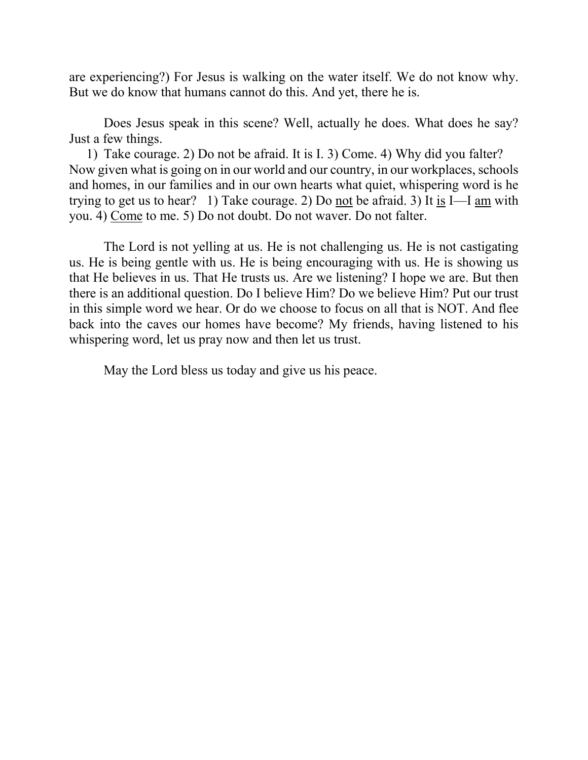are experiencing?) For Jesus is walking on the water itself. We do not know why. But we do know that humans cannot do this. And yet, there he is.

Does Jesus speak in this scene? Well, actually he does. What does he say? Just a few things.

1) Take courage. 2) Do not be afraid. It is I. 3) Come. 4) Why did you falter? Now given what is going on in our world and our country, in our workplaces, schools and homes, in our families and in our own hearts what quiet, whispering word is he trying to get us to hear? 1) Take courage. 2) Do <u>not</u> be afraid. 3) It <u>is</u> I—I <u>am</u> with you. 4) <u>Come</u> to me. 5) Do not doubt. Do not waver. Do not falter.

The Lord is not yelling at us. He is not challenging us. He is not castigating us. He is being gentle with us. He is being encouraging with us. He is showing us that He believes in us. That He trusts us. Are we listening? I hope we are. But then there is an additional question. Do I believe Him? Do we believe Him? Put our trust in this simple word we hear. Or do we choose to focus on all that is NOT. And flee back into the caves our homes have become? My friends, having listened to his whispering word, let us pray now and then let us trust.

May the Lord bless us today and give us his peace.